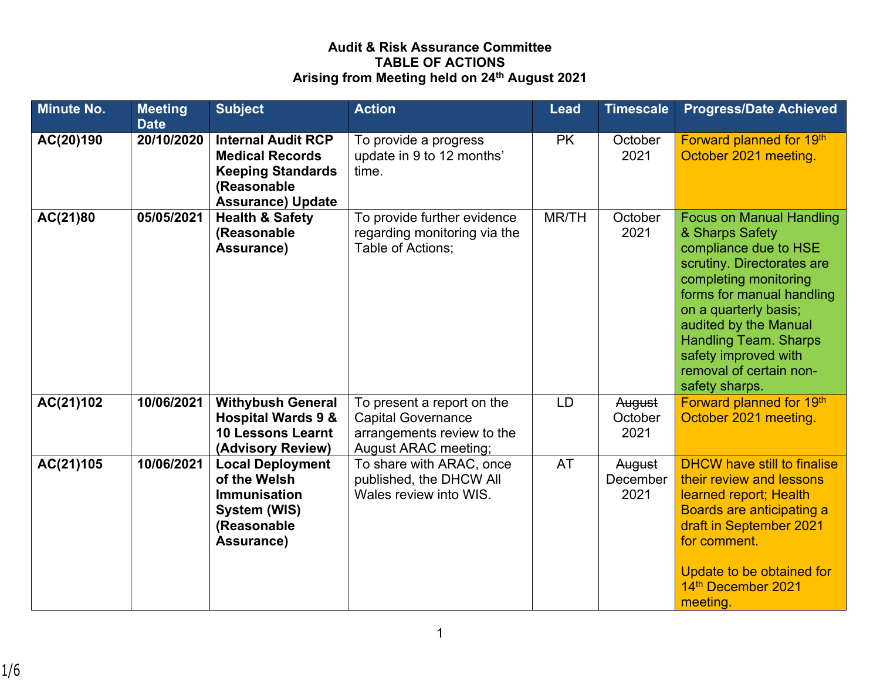**Audit & Risk Assurance Committee**
**TABLE OF ACTIONS**
**Arising from Meeting held on 24th August 2021**

| Minute No. | Meeting Date | Subject | Action | Lead | Timescale | Progress/Date Achieved |
|---|---|---|---|---|---|---|
| **AC(20)190** | **20/10/2020** | **Internal Audit RCP Medical Records Keeping Standards (Reasonable Assurance) Update** | To provide a progress update in 9 to 12 months' time. | PK | October 2021 | Forward planned for 19th October 2021 meeting. |
| **AC(21)80** | **05/05/2021** | **Health & Safety (Reasonable Assurance)** | To provide further evidence regarding monitoring via the Table of Actions; | MR/TH | October 2021 | Focus on Manual Handling & Sharps Safety compliance due to HSE scrutiny. Directorates are completing monitoring forms for manual handling on a quarterly basis; audited by the Manual Handling Team. Sharps safety improved with removal of certain non-safety sharps. |
| **AC(21)102** | **10/06/2021** | **Withybush General Hospital Wards 9 & 10 Lessons Learnt (Advisory Review)** | To present a report on the Capital Governance arrangements review to the August ARAC meeting; | LD | ~~August~~ October 2021 | Forward planned for 19th October 2021 meeting. |
| **AC(21)105** | **10/06/2021** | **Local Deployment of the Welsh Immunisation System (WIS) (Reasonable Assurance)** | To share with ARAC, once published, the DHCW All Wales review into WIS. | AT | ~~August~~ December 2021 | DHCW have still to finalise their review and lessons learned report; Health Boards are anticipating a draft in September 2021 for comment.<br><br>Update to be obtained for 14th December 2021 meeting. |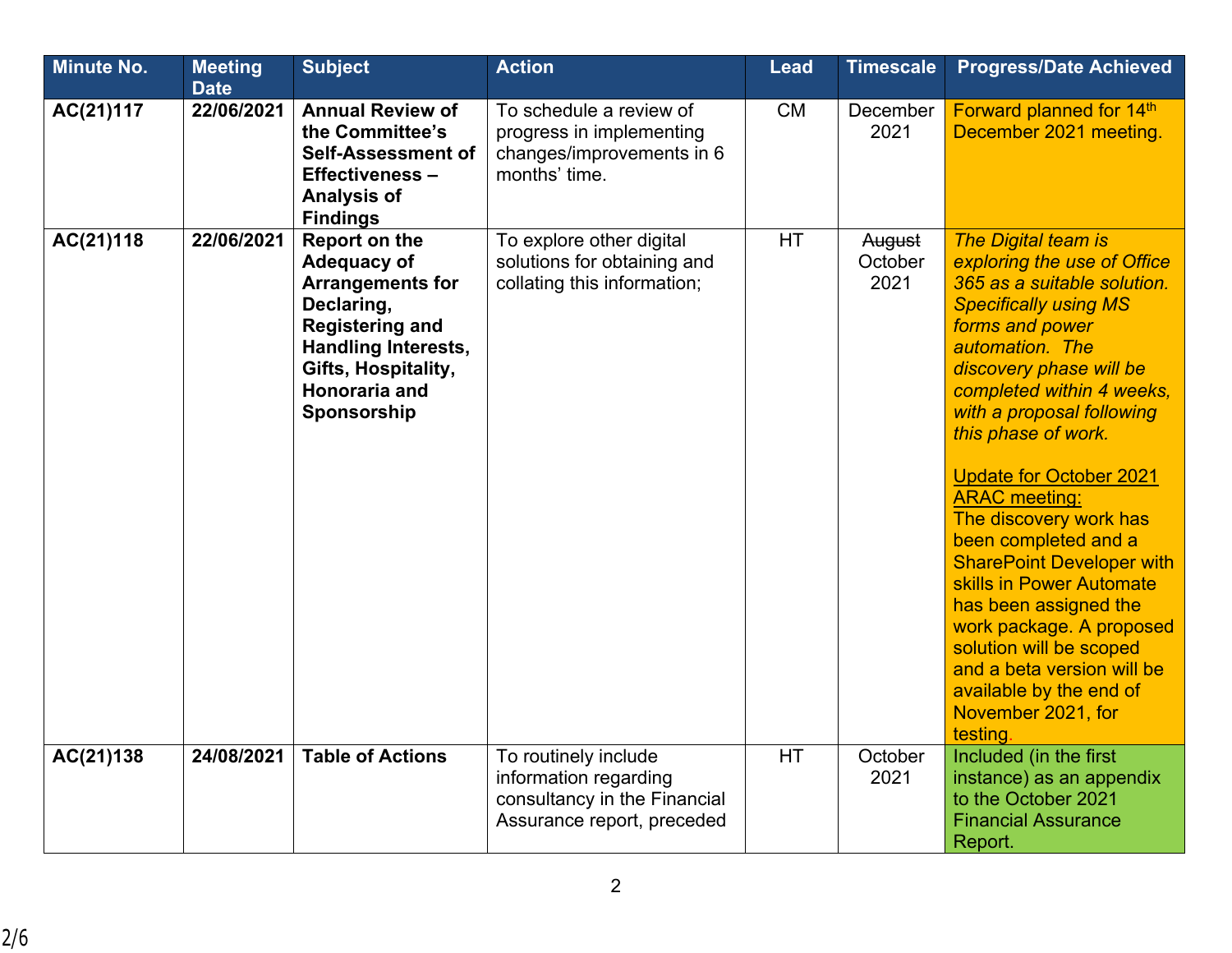| Minute No. | Meeting Date | Subject | Action | Lead | Timescale | Progress/Date Achieved |
|---|---|---|---|---|---|---|
| **AC(21)117** | **22/06/2021** | **Annual Review of the Committee's Self-Assessment of Effectiveness – Analysis of Findings** | To schedule a review of progress in implementing changes/improvements in 6 months' time. | CM | December 2021 | Forward planned for 14th December 2021 meeting. |
| **AC(21)118** | **22/06/2021** | **Report on the Adequacy of Arrangements for Declaring, Registering and Handling Interests, Gifts, Hospitality, Honoraria and Sponsorship** | To explore other digital solutions for obtaining and collating this information; | HT | ~~August~~ October 2021 | *The Digital team is exploring the use of Office 365 as a suitable solution. Specifically using MS forms and power automation. The discovery phase will be completed within 4 weeks, with a proposal following this phase of work.* <br><br> Update for October 2021 ARAC meeting: <br> The discovery work has been completed and a SharePoint Developer with skills in Power Automate has been assigned the work package. A proposed solution will be scoped and a beta version will be available by the end of November 2021, for testing. |
| **AC(21)138** | **24/08/2021** | **Table of Actions** | To routinely include information regarding consultancy in the Financial Assurance report, preceded | HT | October 2021 | Included (in the first instance) as an appendix to the October 2021 Financial Assurance Report. |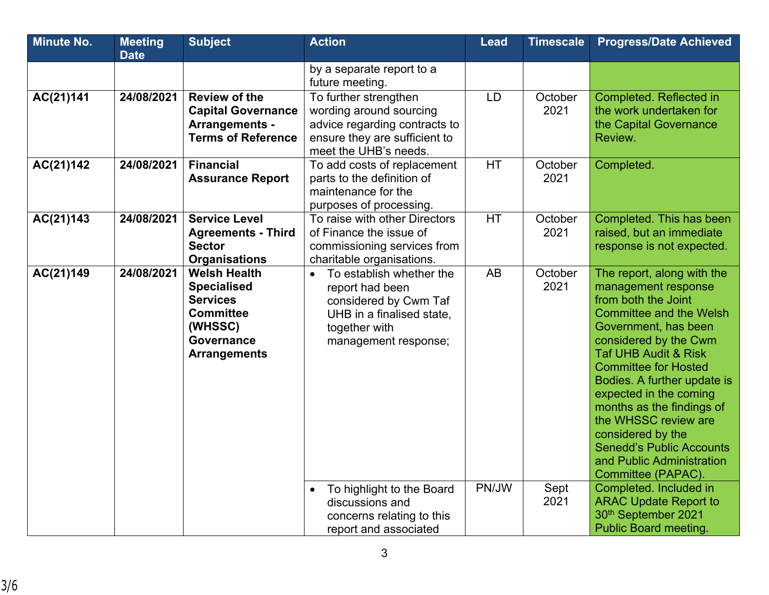| Minute No. | Meeting Date | Subject | Action | Lead | Timescale | Progress/Date Achieved |
|---|---|---|---|---|---|---|
| | | | by a separate report to a future meeting. | | | |
| **AC(21)141** | **24/08/2021** | **Review of the Capital Governance Arrangements - Terms of Reference** | To further strengthen wording around sourcing advice regarding contracts to ensure they are sufficient to meet the UHB's needs. | LD | October 2021 | Completed. Reflected in the work undertaken for the Capital Governance Review. |
| **AC(21)142** | **24/08/2021** | **Financial Assurance Report** | To add costs of replacement parts to the definition of maintenance for the purposes of processing. | HT | October 2021 | Completed. |
| **AC(21)143** | **24/08/2021** | **Service Level Agreements - Third Sector Organisations** | To raise with other Directors of Finance the issue of commissioning services from charitable organisations. | HT | October 2021 | Completed. This has been raised, but an immediate response is not expected. |
| **AC(21)149** | **24/08/2021** | **Welsh Health Specialised Services Committee (WHSSC) Governance Arrangements** | • To establish whether the report had been considered by Cwm Taf UHB in a finalised state, together with management response; | AB | October 2021 | The report, along with the management response from both the Joint Committee and the Welsh Government, has been considered by the Cwm Taf UHB Audit & Risk Committee for Hosted Bodies. A further update is expected in the coming months as the findings of the WHSSC review are considered by the Senedd's Public Accounts and Public Administration Committee (PAPAC). |
| | | | • To highlight to the Board discussions and concerns relating to this report and associated | PN/JW | Sept 2021 | Completed. Included in ARAC Update Report to 30th September 2021 Public Board meeting. |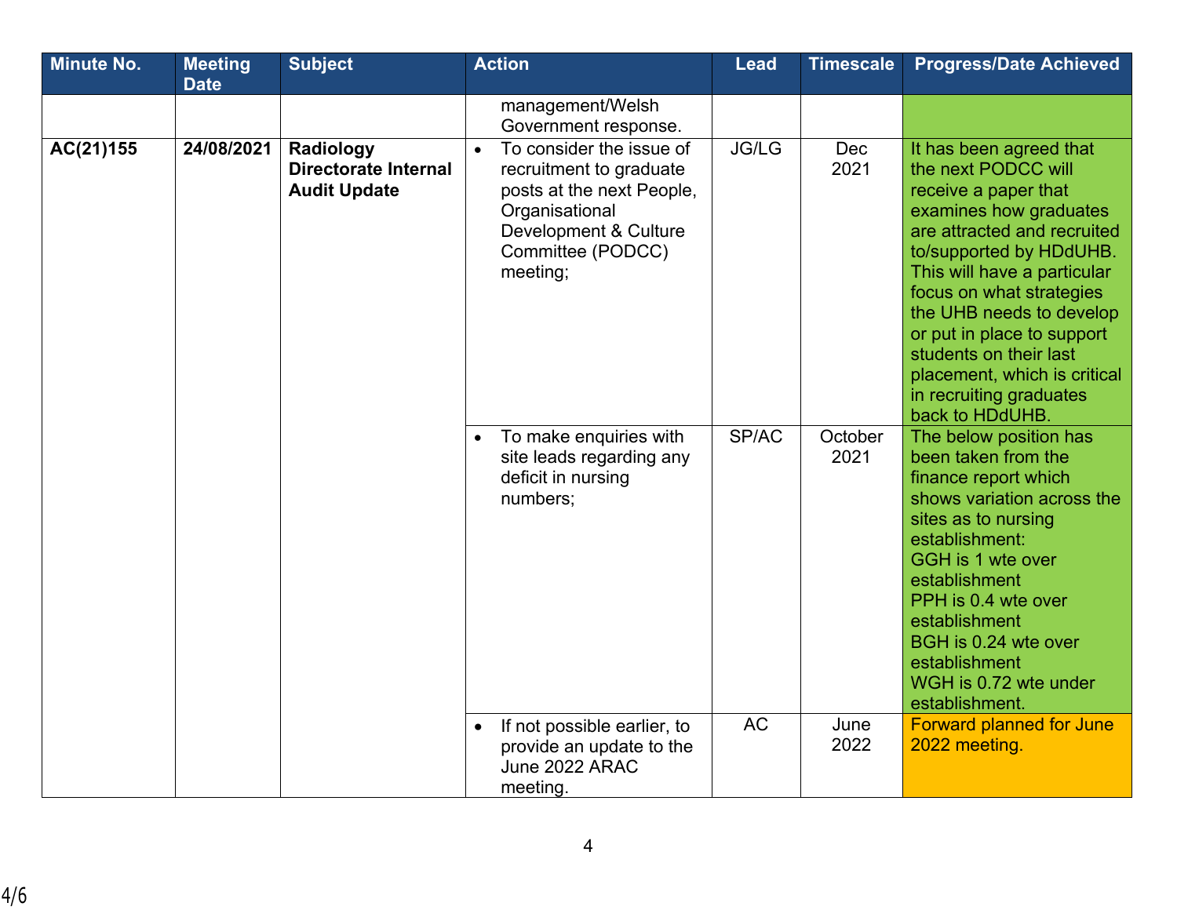| Minute No. | Meeting Date | Subject | Action | Lead | Timescale | Progress/Date Achieved |
|---|---|---|---|---|---|---|
| | | | management/Welsh Government response. | | | |
| AC(21)155 | 24/08/2021 | Radiology Directorate Internal Audit Update | • To consider the issue of recruitment to graduate posts at the next People, Organisational Development & Culture Committee (PODCC) meeting; | JG/LG | Dec 2021 | It has been agreed that the next PODCC will receive a paper that examines how graduates are attracted and recruited to/supported by HDdUHB. This will have a particular focus on what strategies the UHB needs to develop or put in place to support students on their last placement, which is critical in recruiting graduates back to HDdUHB. |
| | | | • To make enquiries with site leads regarding any deficit in nursing numbers; | SP/AC | October 2021 | The below position has been taken from the finance report which shows variation across the sites as to nursing establishment: GGH is 1 wte over establishment PPH is 0.4 wte over establishment BGH is 0.24 wte over establishment WGH is 0.72 wte under establishment. |
| | | | • If not possible earlier, to provide an update to the June 2022 ARAC meeting. | AC | June 2022 | Forward planned for June 2022 meeting. |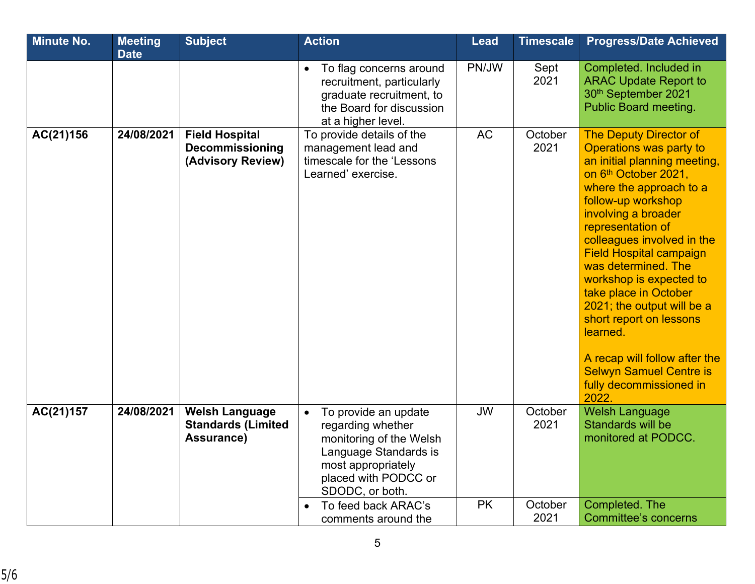| Minute No. | Meeting Date | Subject | Action | Lead | Timescale | Progress/Date Achieved |
|---|---|---|---|---|---|---|
| | | | • To flag concerns around recruitment, particularly graduate recruitment, to the Board for discussion at a higher level. | PN/JW | Sept 2021 | Completed. Included in ARAC Update Report to 30th September 2021 Public Board meeting. |
| **AC(21)156** | **24/08/2021** | **Field Hospital Decommissioning (Advisory Review)** | To provide details of the management lead and timescale for the 'Lessons Learned' exercise. | AC | October 2021 | The Deputy Director of Operations was party to an initial planning meeting, on 6th October 2021, where the approach to a follow-up workshop involving a broader representation of colleagues involved in the Field Hospital campaign was determined. The workshop is expected to take place in October 2021; the output will be a short report on lessons learned.<br><br>A recap will follow after the Selwyn Samuel Centre is fully decommissioned in 2022. |
| **AC(21)157** | **24/08/2021** | **Welsh Language Standards (Limited Assurance)** | • To provide an update regarding whether monitoring of the Welsh Language Standards is most appropriately placed with PODCC or SDODC, or both. | JW | October 2021 | Welsh Language Standards will be monitored at PODCC. |
| | | | • To feed back ARAC's comments around the | PK | October 2021 | Completed. The Committee's concerns |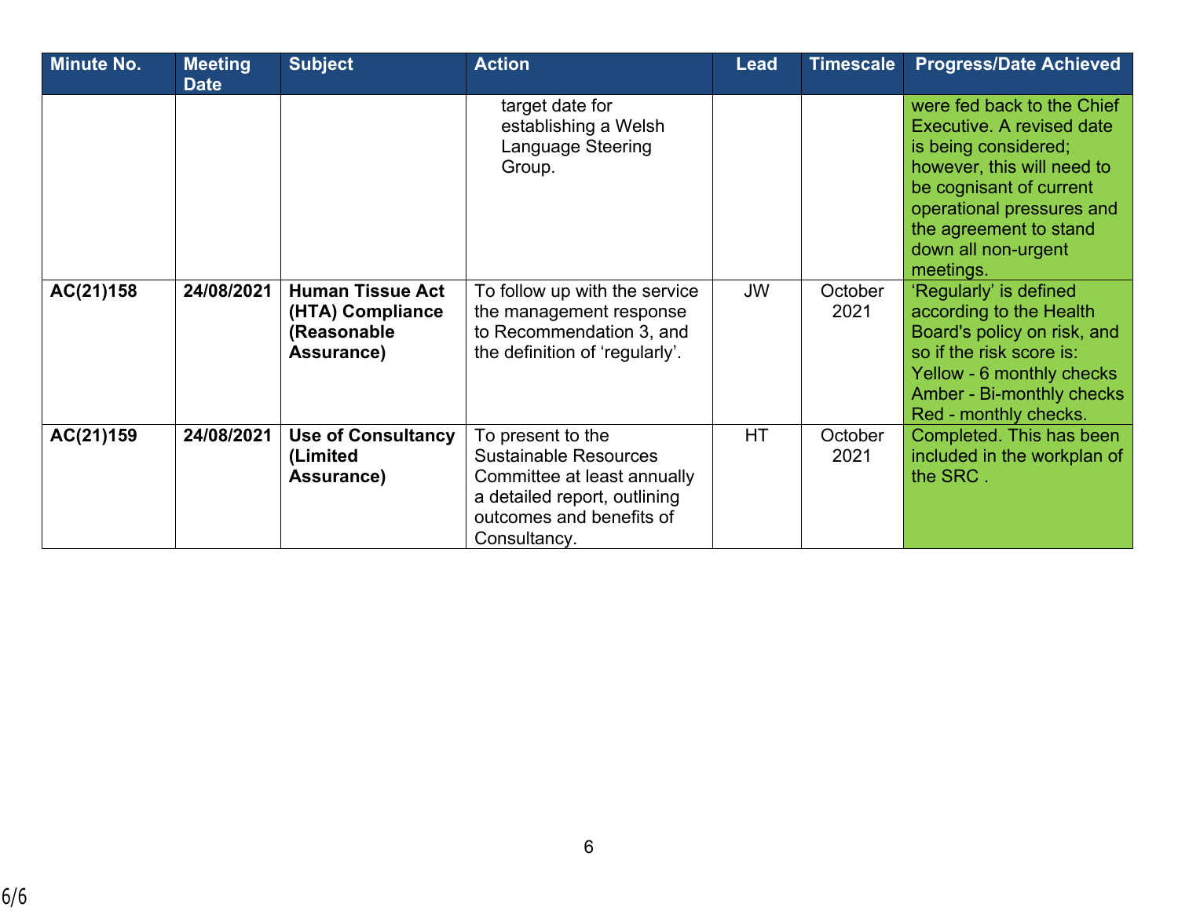| Minute No. | Meeting Date | Subject | Action | Lead | Timescale | Progress/Date Achieved |
| --- | --- | --- | --- | --- | --- | --- |
| | | | target date for establishing a Welsh Language Steering Group. | | | were fed back to the Chief Executive. A revised date is being considered; however, this will need to be cognisant of current operational pressures and the agreement to stand down all non-urgent meetings. |
| **AC(21)158** | **24/08/2021** | **Human Tissue Act (HTA) Compliance (Reasonable Assurance)** | To follow up with the service the management response to Recommendation 3, and the definition of 'regularly'. | JW | October 2021 | 'Regularly' is defined according to the Health Board's policy on risk, and so if the risk score is:<br>Yellow - 6 monthly checks<br>Amber - Bi-monthly checks<br>Red - monthly checks. |
| **AC(21)159** | **24/08/2021** | **Use of Consultancy (Limited Assurance)** | To present to the Sustainable Resources Committee at least annually a detailed report, outlining outcomes and benefits of Consultancy. | HT | October 2021 | Completed. This has been included in the workplan of the SRC . |